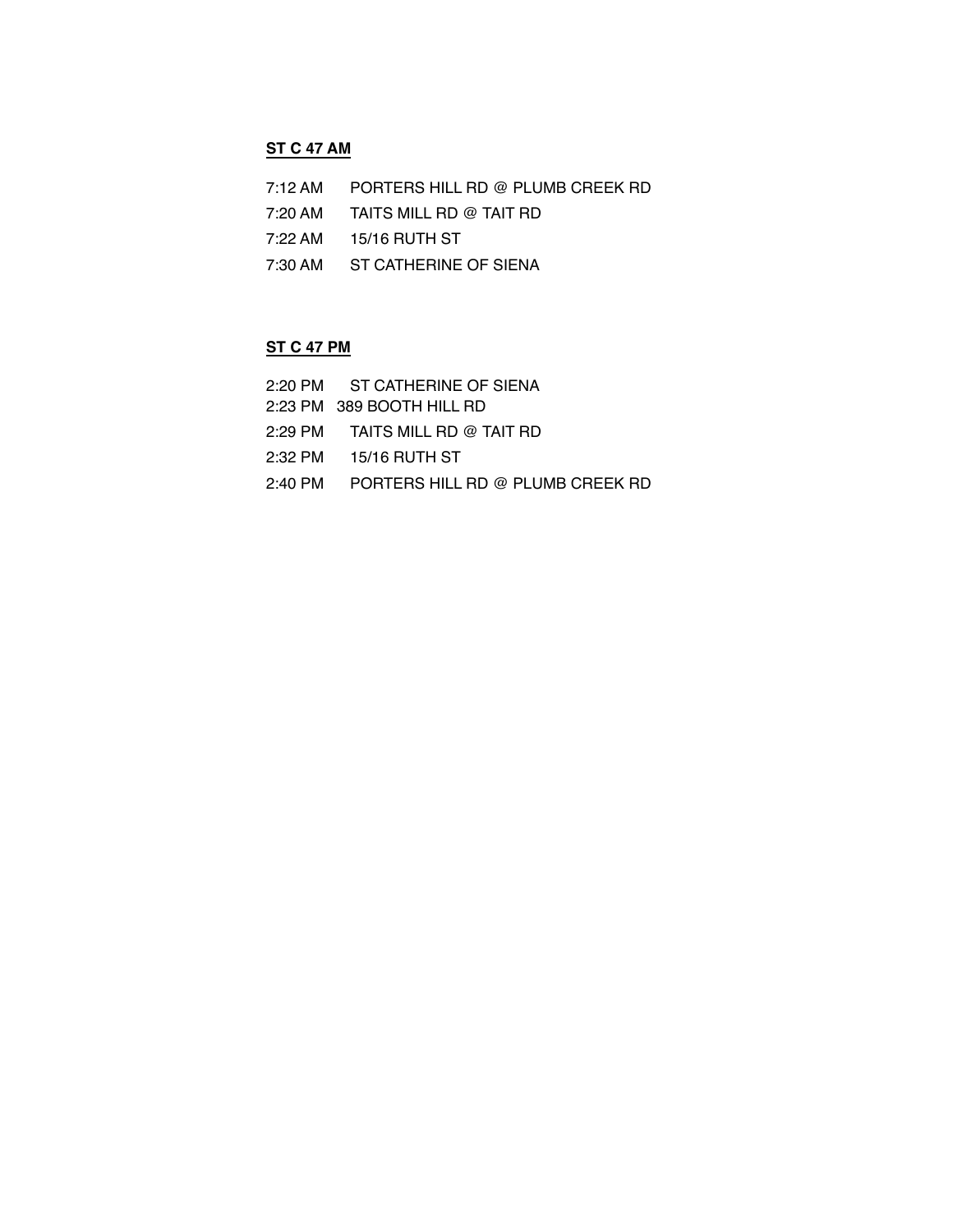**ST C 47 AM**

7:12 AM PORTERS HILL RD @ PLUMB CREEK RD

7:20 AM TAITS MILL RD @ TAIT RD

7:22 AM 15/16 RUTH ST

7:30 AM ST CATHERINE OF SIENA

**ST C 47 PM**

2:20 PM ST CATHERINE OF SIENA

2:23 PM 389 BOOTH HILL RD

2:29 PM TAITS MILL RD @ TAIT RD

2:32 PM 15/16 RUTH ST

2:40 PM PORTERS HILL RD @ PLUMB CREEK RD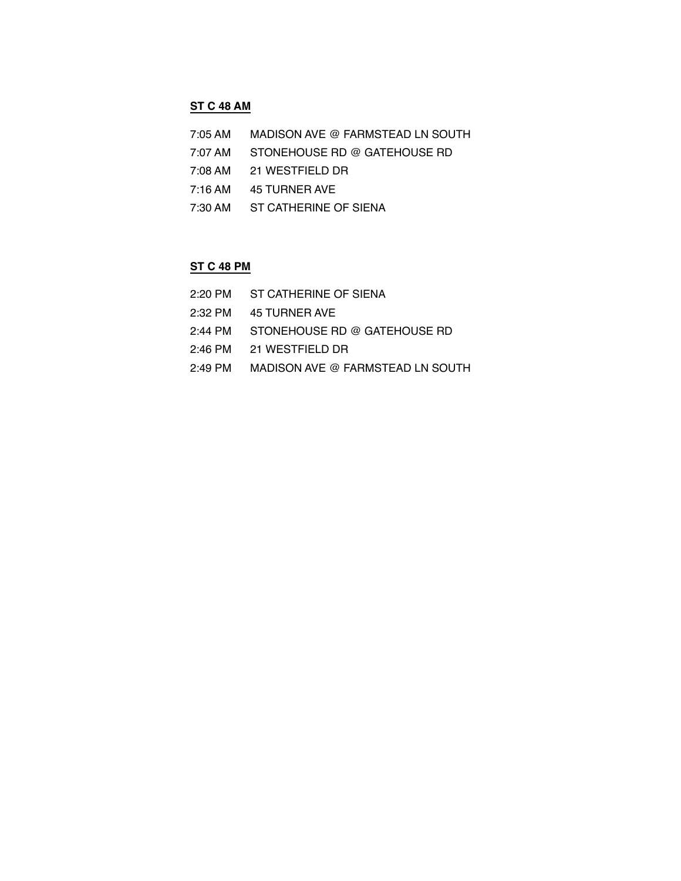**<u>ST C 48 AM</u>**

| | |
|---|---|
| 7:05 AM | MADISON AVE @ FARMSTEAD LN SOUTH |
| 7:07 AM | STONEHOUSE RD @ GATEHOUSE RD |
| 7:08 AM | 21 WESTFIELD DR |
| 7:16 AM | 45 TURNER AVE |
| 7:30 AM | ST CATHERINE OF SIENA |

**<u>ST C 48 PM</u>**

| | |
|---|---|
| 2:20 PM | ST CATHERINE OF SIENA |
| 2:32 PM | 45 TURNER AVE |
| 2:44 PM | STONEHOUSE RD @ GATEHOUSE RD |
| 2:46 PM | 21 WESTFIELD DR |
| 2:49 PM | MADISON AVE @ FARMSTEAD LN SOUTH |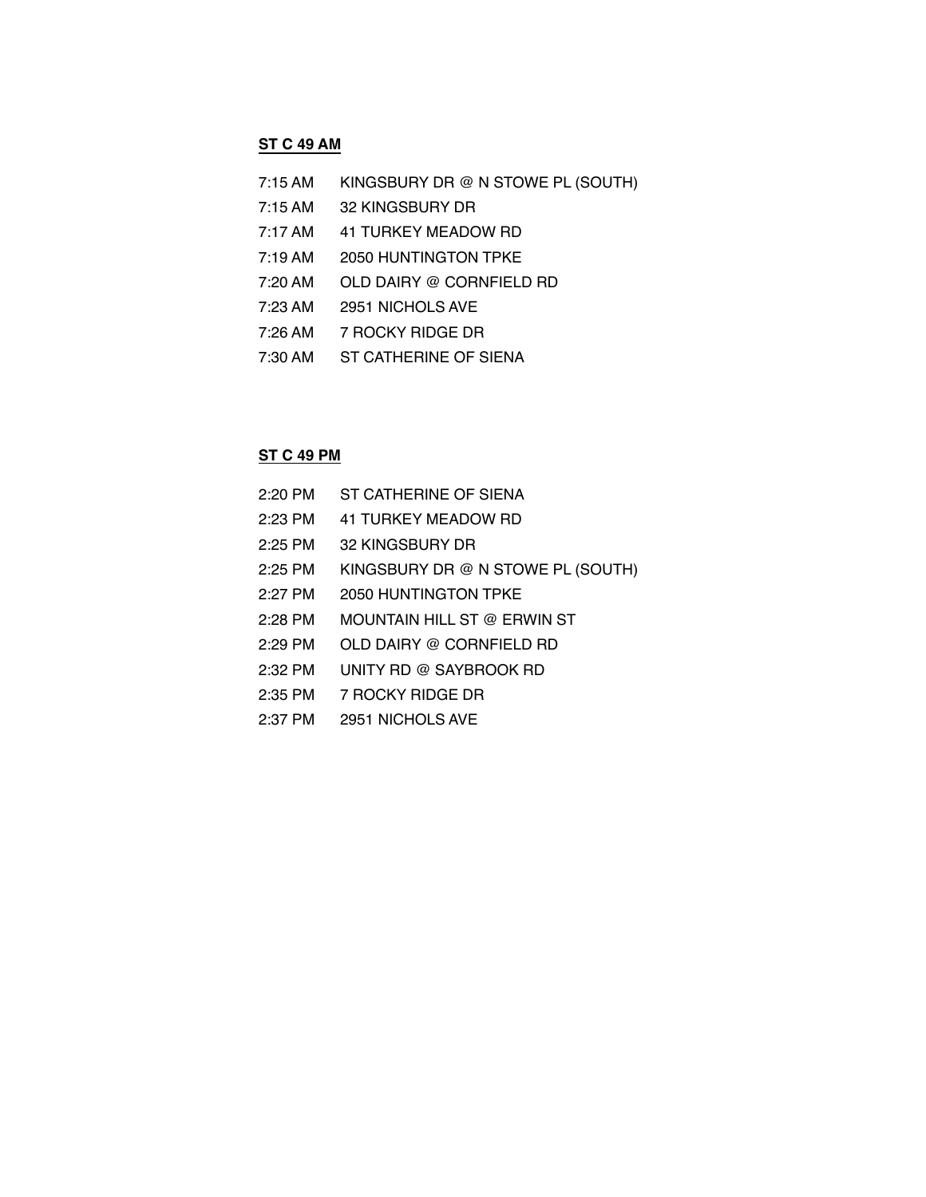**ST C 49 AM**

| | |
|---|---|
| 7:15 AM | KINGSBURY DR @ N STOWE PL (SOUTH) |
| 7:15 AM | 32 KINGSBURY DR |
| 7:17 AM | 41 TURKEY MEADOW RD |
| 7:19 AM | 2050 HUNTINGTON TPKE |
| 7:20 AM | OLD DAIRY @ CORNFIELD RD |
| 7:23 AM | 2951 NICHOLS AVE |
| 7:26 AM | 7 ROCKY RIDGE DR |
| 7:30 AM | ST CATHERINE OF SIENA |

**ST C 49 PM**

| | |
|---|---|
| 2:20 PM | ST CATHERINE OF SIENA |
| 2:23 PM | 41 TURKEY MEADOW RD |
| 2:25 PM | 32 KINGSBURY DR |
| 2:25 PM | KINGSBURY DR @ N STOWE PL (SOUTH) |
| 2:27 PM | 2050 HUNTINGTON TPKE |
| 2:28 PM | MOUNTAIN HILL ST @ ERWIN ST |
| 2:29 PM | OLD DAIRY @ CORNFIELD RD |
| 2:32 PM | UNITY RD @ SAYBROOK RD |
| 2:35 PM | 7 ROCKY RIDGE DR |
| 2:37 PM | 2951 NICHOLS AVE |